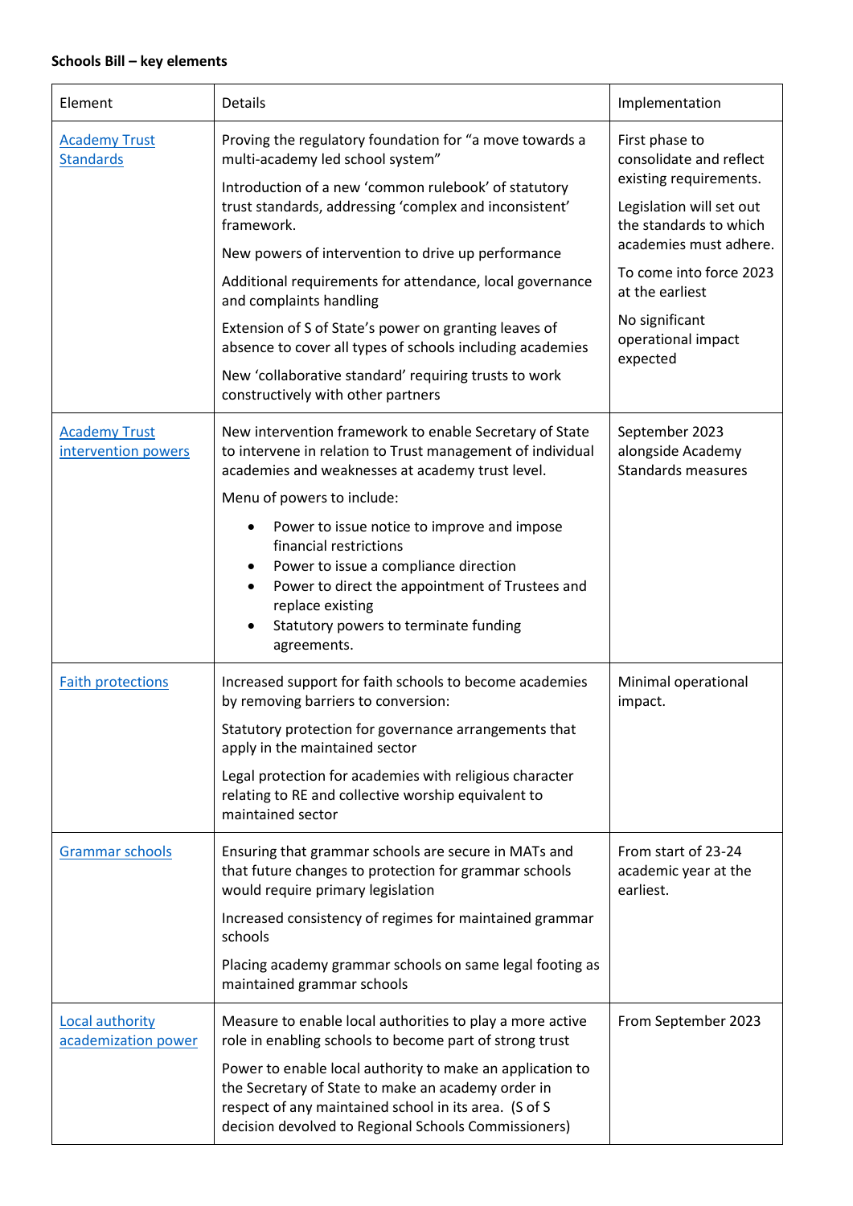**Schools Bill – key elements**

| Element | Details | Implementation |
|---|---|---|
| Academy Trust Standards | Proving the regulatory foundation for "a move towards a multi-academy led school system"<br><br>Introduction of a new 'common rulebook' of statutory trust standards, addressing 'complex and inconsistent' framework.<br><br>New powers of intervention to drive up performance<br><br>Additional requirements for attendance, local governance and complaints handling<br><br>Extension of S of State's power on granting leaves of absence to cover all types of schools including academies<br><br>New 'collaborative standard' requiring trusts to work constructively with other partners | First phase to consolidate and reflect existing requirements.<br><br>Legislation will set out the standards to which academies must adhere.<br><br>To come into force 2023 at the earliest<br><br>No significant operational impact expected |
| Academy Trust intervention powers | New intervention framework to enable Secretary of State to intervene in relation to Trust management of individual academies and weaknesses at academy trust level.<br><br>Menu of powers to include:<br><br>• Power to issue notice to improve and impose financial restrictions<br>• Power to issue a compliance direction<br>• Power to direct the appointment of Trustees and replace existing<br>• Statutory powers to terminate funding agreements. | September 2023 alongside Academy Standards measures |
| Faith protections | Increased support for faith schools to become academies by removing barriers to conversion:<br><br>Statutory protection for governance arrangements that apply in the maintained sector<br><br>Legal protection for academies with religious character relating to RE and collective worship equivalent to maintained sector | Minimal operational impact. |
| Grammar schools | Ensuring that grammar schools are secure in MATs and that future changes to protection for grammar schools would require primary legislation<br><br>Increased consistency of regimes for maintained grammar schools<br><br>Placing academy grammar schools on same legal footing as maintained grammar schools | From start of 23-24 academic year at the earliest. |
| Local authority academization power | Measure to enable local authorities to play a more active role in enabling schools to become part of strong trust<br><br>Power to enable local authority to make an application to the Secretary of State to make an academy order in respect of any maintained school in its area. (S of S decision devolved to Regional Schools Commissioners) | From September 2023 |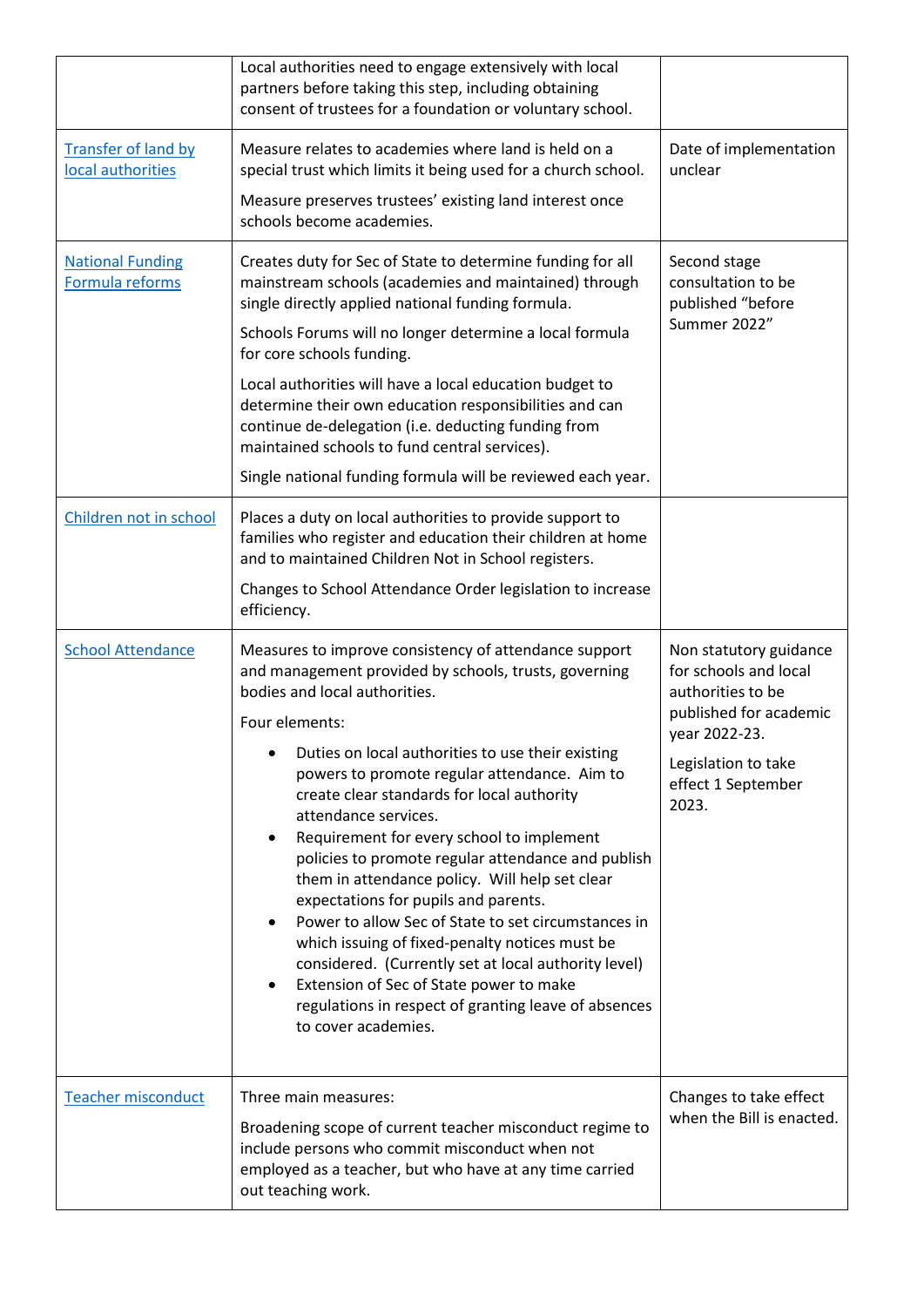| | | |
|---|---|---|
| | Local authorities need to engage extensively with local partners before taking this step, including obtaining consent of trustees for a foundation or voluntary school. | |
| Transfer of land by local authorities | Measure relates to academies where land is held on a special trust which limits it being used for a church school.<br><br>Measure preserves trustees' existing land interest once schools become academies. | Date of implementation unclear |
| National Funding Formula reforms | Creates duty for Sec of State to determine funding for all mainstream schools (academies and maintained) through single directly applied national funding formula.<br><br>Schools Forums will no longer determine a local formula for core schools funding.<br><br>Local authorities will have a local education budget to determine their own education responsibilities and can continue de-delegation (i.e. deducting funding from maintained schools to fund central services).<br><br>Single national funding formula will be reviewed each year. | Second stage consultation to be published "before Summer 2022" |
| Children not in school | Places a duty on local authorities to provide support to families who register and education their children at home and to maintained Children Not in School registers.<br><br>Changes to School Attendance Order legislation to increase efficiency. | |
| School Attendance | Measures to improve consistency of attendance support and management provided by schools, trusts, governing bodies and local authorities.<br><br>Four elements:<br><br>• Duties on local authorities to use their existing powers to promote regular attendance. Aim to create clear standards for local authority attendance services.<br>• Requirement for every school to implement policies to promote regular attendance and publish them in attendance policy. Will help set clear expectations for pupils and parents.<br>• Power to allow Sec of State to set circumstances in which issuing of fixed-penalty notices must be considered. (Currently set at local authority level)<br>• Extension of Sec of State power to make regulations in respect of granting leave of absences to cover academies. | Non statutory guidance for schools and local authorities to be published for academic year 2022-23.<br><br>Legislation to take effect 1 September 2023. |
| Teacher misconduct | Three main measures:<br><br>Broadening scope of current teacher misconduct regime to include persons who commit misconduct when not employed as a teacher, but who have at any time carried out teaching work. | Changes to take effect when the Bill is enacted. |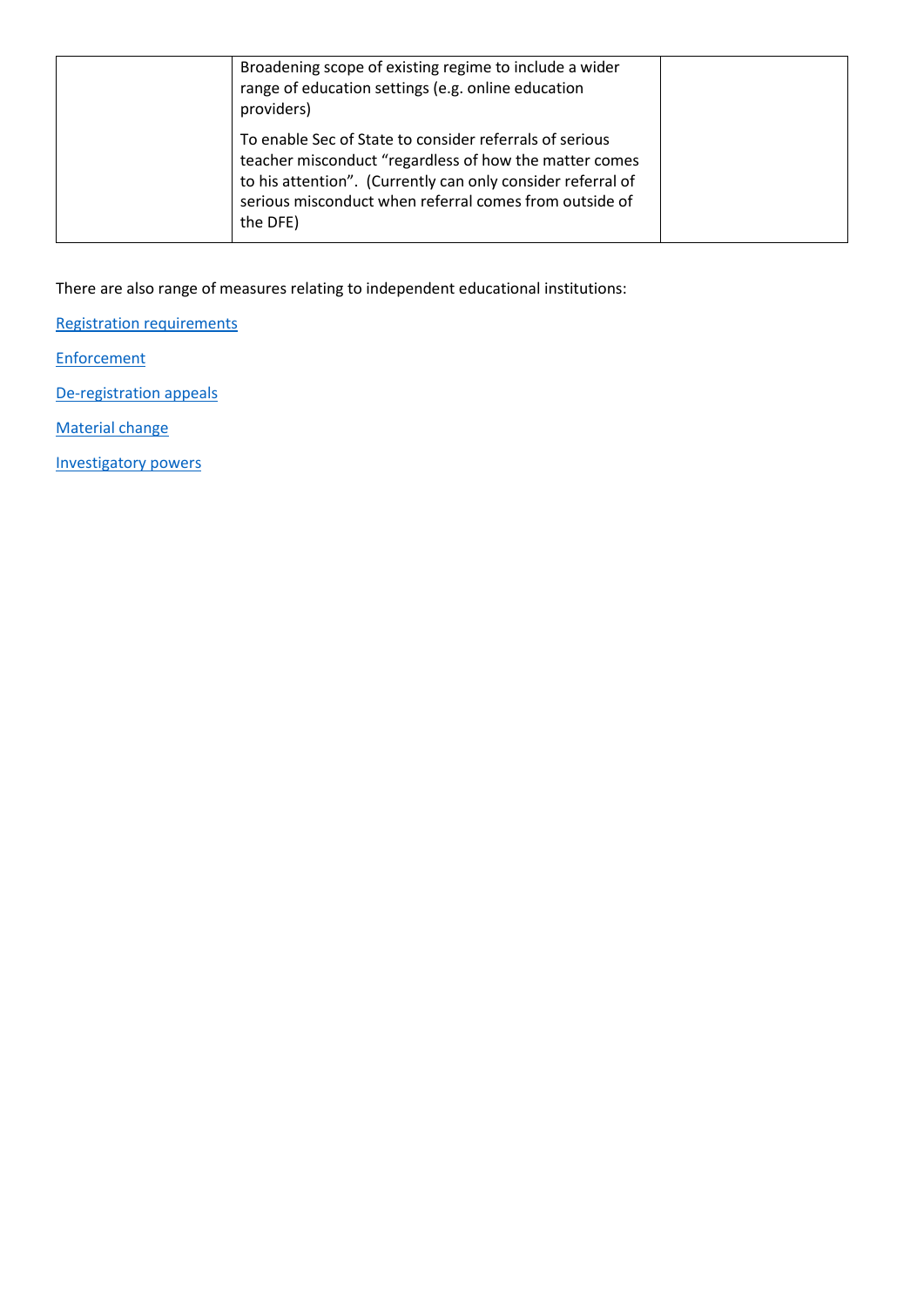| | | |
|---|---|---|
| | Broadening scope of existing regime to include a wider range of education settings (e.g. online education providers)<br><br>To enable Sec of State to consider referrals of serious teacher misconduct "regardless of how the matter comes to his attention". (Currently can only consider referral of serious misconduct when referral comes from outside of the DFE) | |

There are also range of measures relating to independent educational institutions:

Registration requirements

Enforcement

De-registration appeals

Material change

Investigatory powers